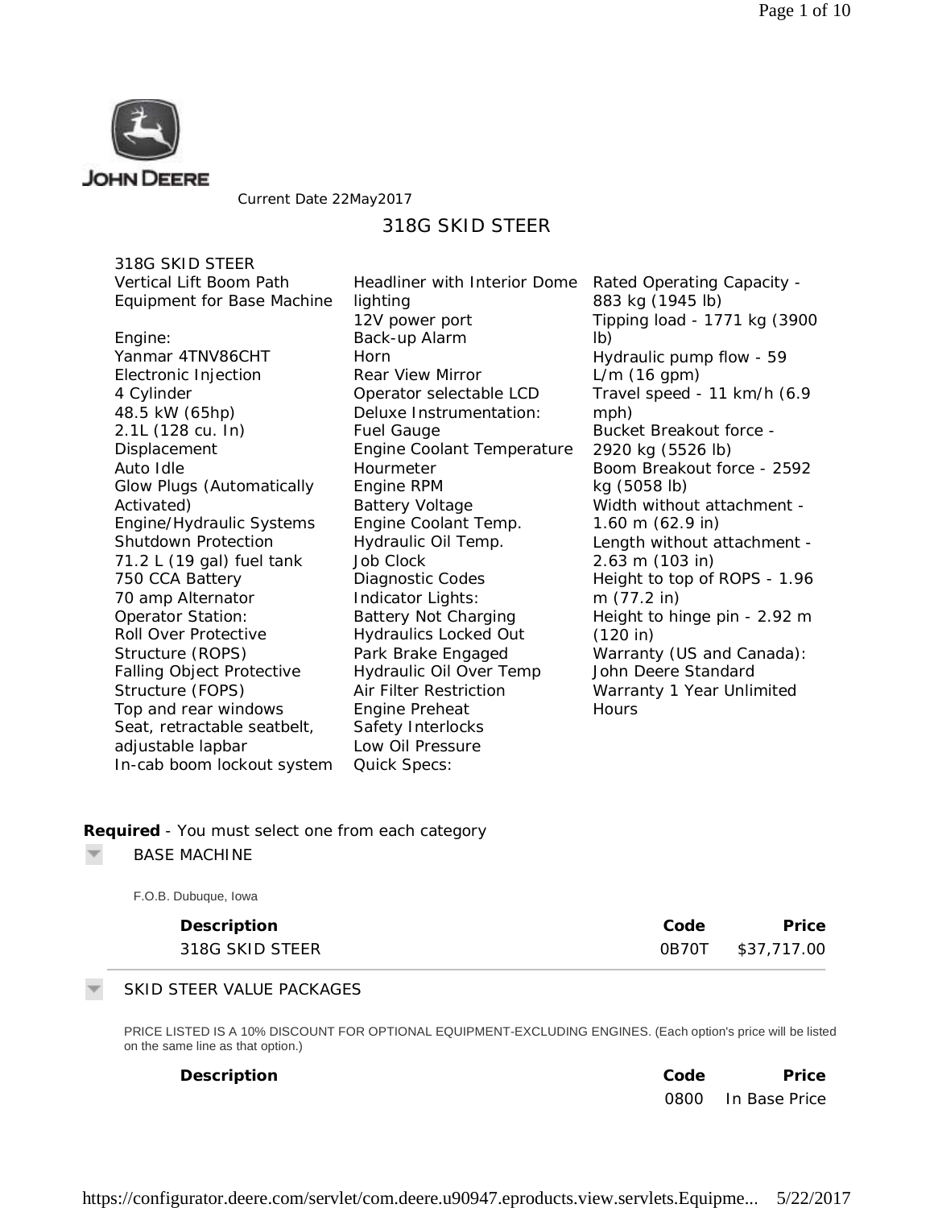JOHN DEERE

Current Date 22May2017

# 318G SKID STEER

318G SKID STEER
Vertical Lift Boom Path
Equipment for Base Machine

Engine:
Yanmar 4TNV86CHT
Electronic Injection
4 Cylinder
48.5 kW (65hp)
2.1L (128 cu. In) Displacement
Auto Idle
Glow Plugs (Automatically Activated)
Engine/Hydraulic Systems Shutdown Protection
71.2 L (19 gal) fuel tank
750 CCA Battery
70 amp Alternator
Operator Station:
Roll Over Protective Structure (ROPS)
Falling Object Protective Structure (FOPS)
Top and rear windows
Seat, retractable seatbelt, adjustable lapbar
In-cab boom lockout system
Headliner with Interior Dome lighting
12V power port
Back-up Alarm
Horn
Rear View Mirror
Operator selectable LCD
Deluxe Instrumentation:
Fuel Gauge
Engine Coolant Temperature
Hourmeter
Engine RPM
Battery Voltage
Engine Coolant Temp.
Hydraulic Oil Temp.
Job Clock
Diagnostic Codes
Indicator Lights:
Battery Not Charging
Hydraulics Locked Out
Park Brake Engaged
Hydraulic Oil Over Temp
Air Filter Restriction
Engine Preheat
Safety Interlocks
Low Oil Pressure
Quick Specs:
Rated Operating Capacity - 883 kg (1945 lb)
Tipping load - 1771 kg (3900 lb)
Hydraulic pump flow - 59 L/m (16 gpm)
Travel speed - 11 km/h (6.9 mph)
Bucket Breakout force - 2920 kg (5526 lb)
Boom Breakout force - 2592 kg (5058 lb)
Width without attachment - 1.60 m (62.9 in)
Length without attachment - 2.63 m (103 in)
Height to top of ROPS - 1.96 m (77.2 in)
Height to hinge pin - 2.92 m (120 in)
Warranty (US and Canada): John Deere Standard Warranty 1 Year Unlimited Hours

**Required** - You must select one from each category

## BASE MACHINE

F.O.B. Dubuque, Iowa

| Description | Code | Price |
|---|---|---|
| 318G SKID STEER | 0B70T | $37,717.00 |

## SKID STEER VALUE PACKAGES

PRICE LISTED IS A 10% DISCOUNT FOR OPTIONAL EQUIPMENT-EXCLUDING ENGINES. (Each option's price will be listed on the same line as that option.)

| Description | Code | Price |
|---|---|---|
| | 0800 | In Base Price |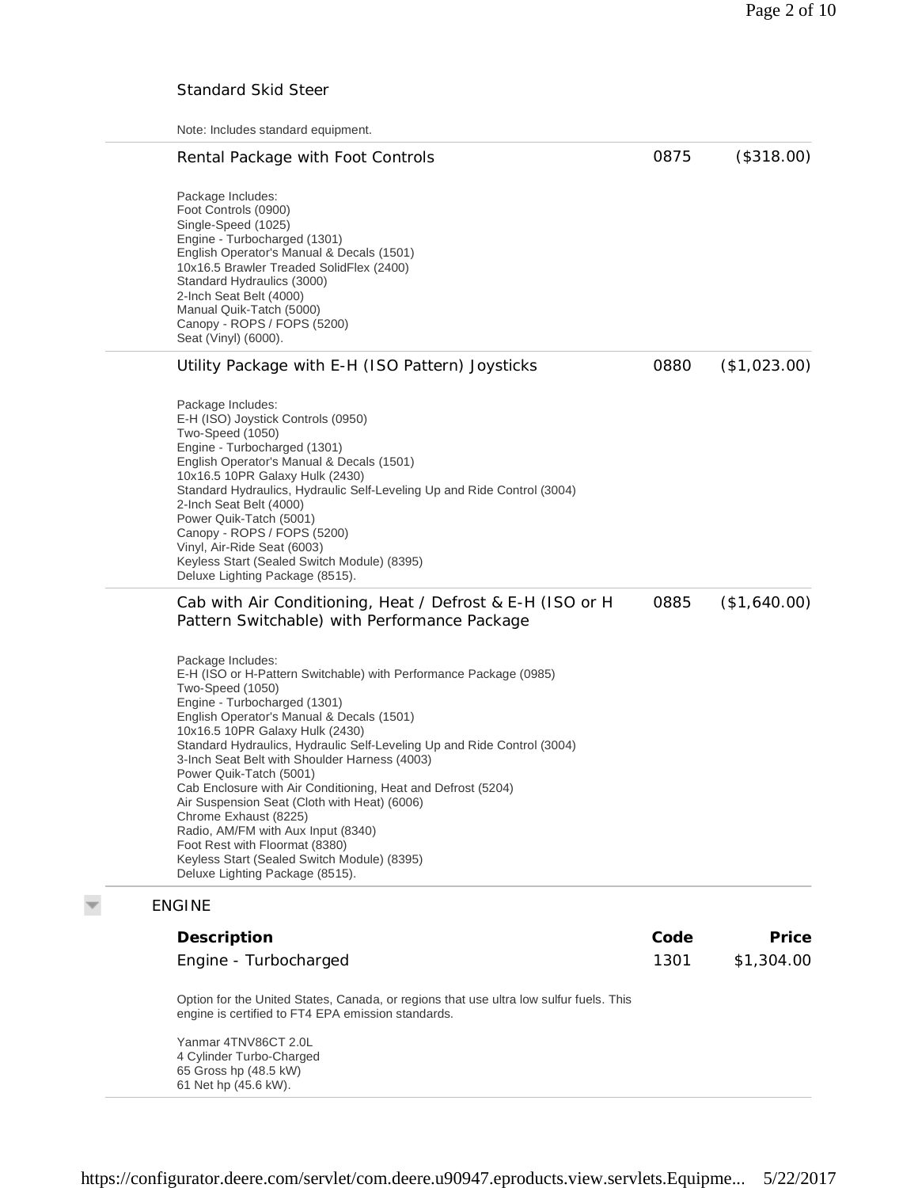## Standard Skid Steer

Note: Includes standard equipment.

| Description | Code | Price |
|---|---|---|
| Rental Package with Foot Controls | 0875 | ($318.00) |

Package Includes:
Foot Controls (0900)
Single-Speed (1025)
Engine - Turbocharged (1301)
English Operator's Manual & Decals (1501)
10x16.5 Brawler Treaded SolidFlex (2400)
Standard Hydraulics (3000)
2-Inch Seat Belt (4000)
Manual Quik-Tatch (5000)
Canopy - ROPS / FOPS (5200)
Seat (Vinyl) (6000).

| Description | Code | Price |
|---|---|---|
| Utility Package with E-H (ISO Pattern) Joysticks | 0880 | ($1,023.00) |

Package Includes:
E-H (ISO) Joystick Controls (0950)
Two-Speed (1050)
Engine - Turbocharged (1301)
English Operator's Manual & Decals (1501)
10x16.5 10PR Galaxy Hulk (2430)
Standard Hydraulics, Hydraulic Self-Leveling Up and Ride Control (3004)
2-Inch Seat Belt (4000)
Power Quik-Tatch (5001)
Canopy - ROPS / FOPS (5200)
Vinyl, Air-Ride Seat (6003)
Keyless Start (Sealed Switch Module) (8395)
Deluxe Lighting Package (8515).

| Description | Code | Price |
|---|---|---|
| Cab with Air Conditioning, Heat / Defrost & E-H (ISO or H Pattern Switchable) with Performance Package | 0885 | ($1,640.00) |

Package Includes:
E-H (ISO or H-Pattern Switchable) with Performance Package (0985)
Two-Speed (1050)
Engine - Turbocharged (1301)
English Operator's Manual & Decals (1501)
10x16.5 10PR Galaxy Hulk (2430)
Standard Hydraulics, Hydraulic Self-Leveling Up and Ride Control (3004)
3-Inch Seat Belt with Shoulder Harness (4003)
Power Quik-Tatch (5001)
Cab Enclosure with Air Conditioning, Heat and Defrost (5204)
Air Suspension Seat (Cloth with Heat) (6006)
Chrome Exhaust (8225)
Radio, AM/FM with Aux Input (8340)
Foot Rest with Floormat (8380)
Keyless Start (Sealed Switch Module) (8395)
Deluxe Lighting Package (8515).

## ENGINE

| Description | Code | Price |
|---|---|---|
| Engine - Turbocharged | 1301 | $1,304.00 |

Option for the United States, Canada, or regions that use ultra low sulfur fuels. This engine is certified to FT4 EPA emission standards.

Yanmar 4TNV86CT 2.0L
4 Cylinder Turbo-Charged
65 Gross hp (48.5 kW)
61 Net hp (45.6 kW).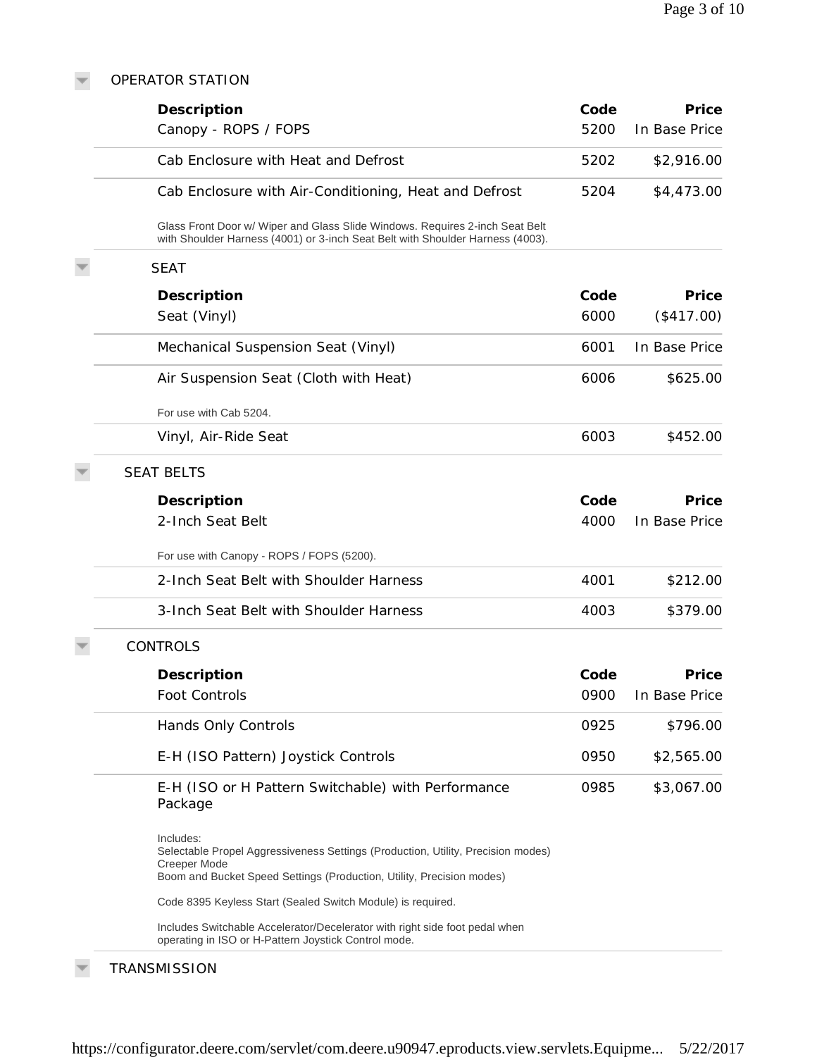## OPERATOR STATION

| Description | Code | Price |
| --- | --- | --- |
| Canopy - ROPS / FOPS | 5200 | In Base Price |
| Cab Enclosure with Heat and Defrost | 5202 | $2,916.00 |
| Cab Enclosure with Air-Conditioning, Heat and Defrost<br><br>Glass Front Door w/ Wiper and Glass Slide Windows. Requires 2-inch Seat Belt with Shoulder Harness (4001) or 3-inch Seat Belt with Shoulder Harness (4003). | 5204 | $4,473.00 |

### SEAT

| Description | Code | Price |
| --- | --- | --- |
| Seat (Vinyl) | 6000 | ($417.00) |
| Mechanical Suspension Seat (Vinyl) | 6001 | In Base Price |
| Air Suspension Seat (Cloth with Heat)<br><br>For use with Cab 5204. | 6006 | $625.00 |
| Vinyl, Air-Ride Seat | 6003 | $452.00 |

### SEAT BELTS

| Description | Code | Price |
| --- | --- | --- |
| 2-Inch Seat Belt<br><br>For use with Canopy - ROPS / FOPS (5200). | 4000 | In Base Price |
| 2-Inch Seat Belt with Shoulder Harness | 4001 | $212.00 |
| 3-Inch Seat Belt with Shoulder Harness | 4003 | $379.00 |

### CONTROLS

| Description | Code | Price |
| --- | --- | --- |
| Foot Controls | 0900 | In Base Price |
| Hands Only Controls | 0925 | $796.00 |
| E-H (ISO Pattern) Joystick Controls | 0950 | $2,565.00 |
| E-H (ISO or H Pattern Switchable) with Performance Package<br><br>Includes:<br>Selectable Propel Aggressiveness Settings (Production, Utility, Precision modes)<br>Creeper Mode<br>Boom and Bucket Speed Settings (Production, Utility, Precision modes)<br><br>Code 8395 Keyless Start (Sealed Switch Module) is required.<br><br>Includes Switchable Accelerator/Decelerator with right side foot pedal when operating in ISO or H-Pattern Joystick Control mode. | 0985 | $3,067.00 |

## TRANSMISSION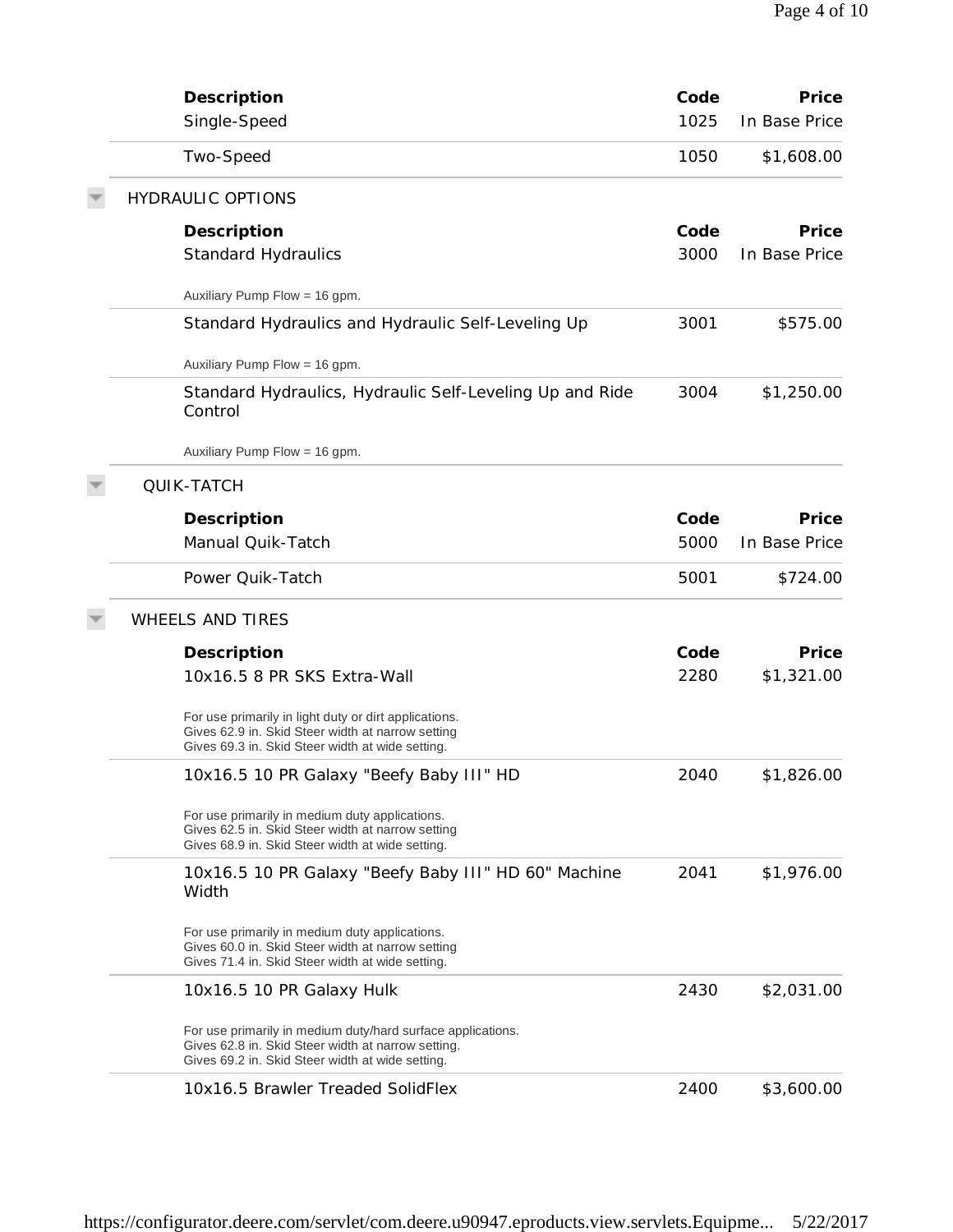| Description | Code | Price |
|---|---|---|
| Single-Speed | 1025 | In Base Price |
| Two-Speed | 1050 | $1,608.00 |

## HYDRAULIC OPTIONS

| Description | Code | Price |
|---|---|---|
| Standard Hydraulics<br>Auxiliary Pump Flow = 16 gpm. | 3000 | In Base Price |
| Standard Hydraulics and Hydraulic Self-Leveling Up<br>Auxiliary Pump Flow = 16 gpm. | 3001 | $575.00 |
| Standard Hydraulics, Hydraulic Self-Leveling Up and Ride Control<br>Auxiliary Pump Flow = 16 gpm. | 3004 | $1,250.00 |

## QUIK-TATCH

| Description | Code | Price |
|---|---|---|
| Manual Quik-Tatch | 5000 | In Base Price |
| Power Quik-Tatch | 5001 | $724.00 |

## WHEELS AND TIRES

| Description | Code | Price |
|---|---|---|
| 10x16.5 8 PR SKS Extra-Wall<br>For use primarily in light duty or dirt applications.<br>Gives 62.9 in. Skid Steer width at narrow setting<br>Gives 69.3 in. Skid Steer width at wide setting. | 2280 | $1,321.00 |
| 10x16.5 10 PR Galaxy "Beefy Baby III" HD<br>For use primarily in medium duty applications.<br>Gives 62.5 in. Skid Steer width at narrow setting<br>Gives 68.9 in. Skid Steer width at wide setting. | 2040 | $1,826.00 |
| 10x16.5 10 PR Galaxy "Beefy Baby III" HD 60" Machine Width<br>For use primarily in medium duty applications.<br>Gives 60.0 in. Skid Steer width at narrow setting<br>Gives 71.4 in. Skid Steer width at wide setting. | 2041 | $1,976.00 |
| 10x16.5 10 PR Galaxy Hulk<br>For use primarily in medium duty/hard surface applications.<br>Gives 62.8 in. Skid Steer width at narrow setting.<br>Gives 69.2 in. Skid Steer width at wide setting. | 2430 | $2,031.00 |
| 10x16.5 Brawler Treaded SolidFlex | 2400 | $3,600.00 |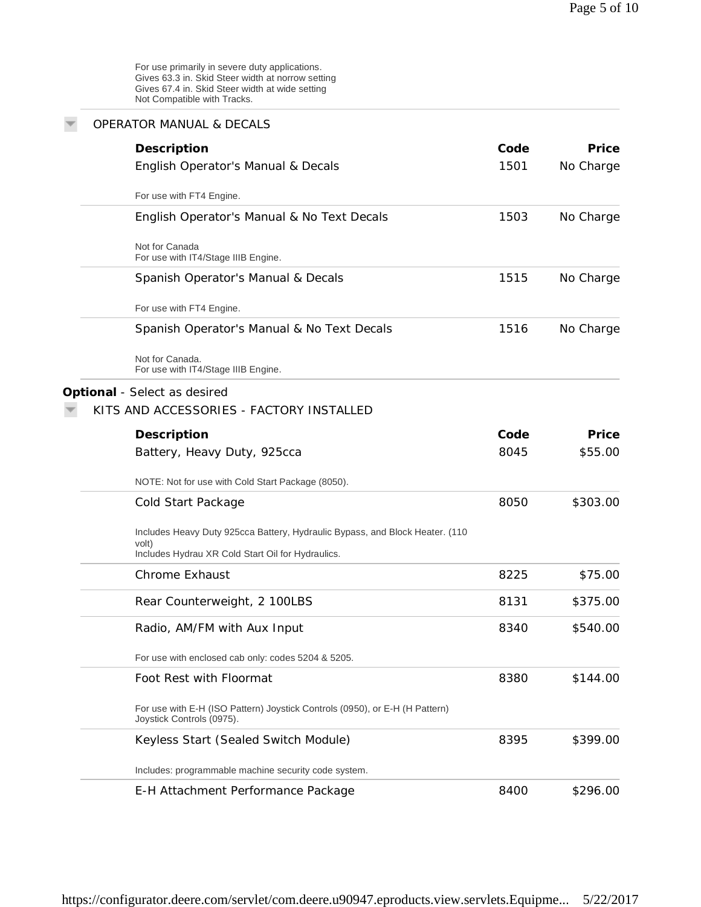For use primarily in severe duty applications.
Gives 63.3 in. Skid Steer width at norrow setting
Gives 67.4 in. Skid Steer width at wide setting
Not Compatible with Tracks.

### OPERATOR MANUAL & DECALS

| Description | Code | Price |
|---|---|---|
| English Operator's Manual & Decals<br>For use with FT4 Engine. | 1501 | No Charge |
| English Operator's Manual & No Text Decals<br>Not for Canada<br>For use with IT4/Stage IIIB Engine. | 1503 | No Charge |
| Spanish Operator's Manual & Decals<br>For use with FT4 Engine. | 1515 | No Charge |
| Spanish Operator's Manual & No Text Decals<br>Not for Canada.<br>For use with IT4/Stage IIIB Engine. | 1516 | No Charge |

**Optional** - Select as desired

### KITS AND ACCESSORIES - FACTORY INSTALLED

| Description | Code | Price |
|---|---|---|
| Battery, Heavy Duty, 925cca<br>NOTE: Not for use with Cold Start Package (8050). | 8045 | $55.00 |
| Cold Start Package<br>Includes Heavy Duty 925cca Battery, Hydraulic Bypass, and Block Heater. (110 volt)<br>Includes Hydrau XR Cold Start Oil for Hydraulics. | 8050 | $303.00 |
| Chrome Exhaust | 8225 | $75.00 |
| Rear Counterweight, 2 100LBS | 8131 | $375.00 |
| Radio, AM/FM with Aux Input<br>For use with enclosed cab only: codes 5204 & 5205. | 8340 | $540.00 |
| Foot Rest with Floormat<br>For use with E-H (ISO Pattern) Joystick Controls (0950), or E-H (H Pattern) Joystick Controls (0975). | 8380 | $144.00 |
| Keyless Start (Sealed Switch Module)<br>Includes: programmable machine security code system. | 8395 | $399.00 |
| E-H Attachment Performance Package | 8400 | $296.00 |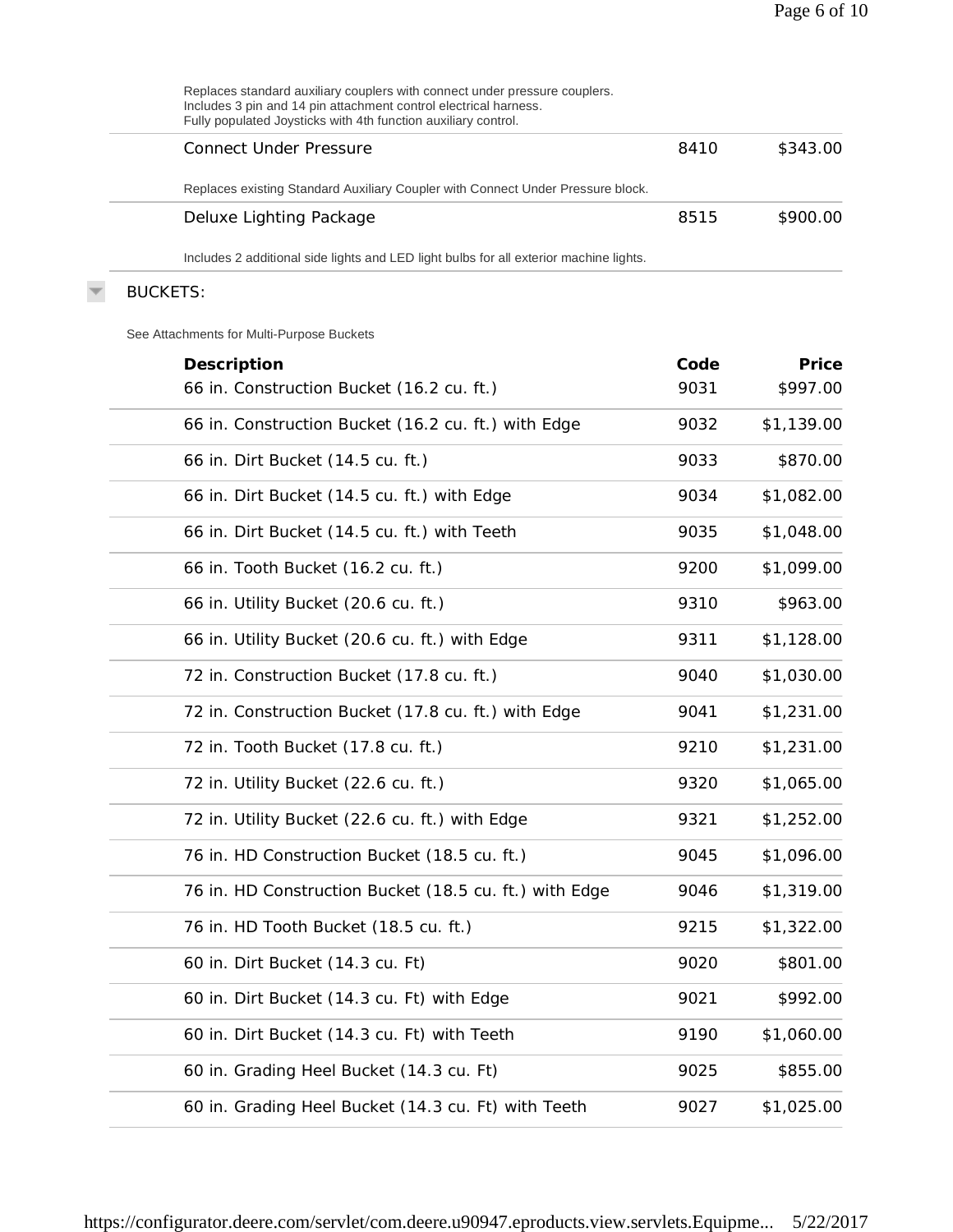Replaces standard auxiliary couplers with connect under pressure couplers.
Includes 3 pin and 14 pin attachment control electrical harness.
Fully populated Joysticks with 4th function auxiliary control.

| | | |
|---|---|---|
| Connect Under Pressure | 8410 | $343.00 |

Replaces existing Standard Auxiliary Coupler with Connect Under Pressure block.

| | | |
|---|---|---|
| Deluxe Lighting Package | 8515 | $900.00 |

Includes 2 additional side lights and LED light bulbs for all exterior machine lights.

## BUCKETS:

See Attachments for Multi-Purpose Buckets

| Description | Code | Price |
|---|---|---|
| 66 in. Construction Bucket (16.2 cu. ft.) | 9031 | $997.00 |
| 66 in. Construction Bucket (16.2 cu. ft.) with Edge | 9032 | $1,139.00 |
| 66 in. Dirt Bucket (14.5 cu. ft.) | 9033 | $870.00 |
| 66 in. Dirt Bucket (14.5 cu. ft.) with Edge | 9034 | $1,082.00 |
| 66 in. Dirt Bucket (14.5 cu. ft.) with Teeth | 9035 | $1,048.00 |
| 66 in. Tooth Bucket (16.2 cu. ft.) | 9200 | $1,099.00 |
| 66 in. Utility Bucket (20.6 cu. ft.) | 9310 | $963.00 |
| 66 in. Utility Bucket (20.6 cu. ft.) with Edge | 9311 | $1,128.00 |
| 72 in. Construction Bucket (17.8 cu. ft.) | 9040 | $1,030.00 |
| 72 in. Construction Bucket (17.8 cu. ft.) with Edge | 9041 | $1,231.00 |
| 72 in. Tooth Bucket (17.8 cu. ft.) | 9210 | $1,231.00 |
| 72 in. Utility Bucket (22.6 cu. ft.) | 9320 | $1,065.00 |
| 72 in. Utility Bucket (22.6 cu. ft.) with Edge | 9321 | $1,252.00 |
| 76 in. HD Construction Bucket (18.5 cu. ft.) | 9045 | $1,096.00 |
| 76 in. HD Construction Bucket (18.5 cu. ft.) with Edge | 9046 | $1,319.00 |
| 76 in. HD Tooth Bucket (18.5 cu. ft.) | 9215 | $1,322.00 |
| 60 in. Dirt Bucket (14.3 cu. Ft) | 9020 | $801.00 |
| 60 in. Dirt Bucket (14.3 cu. Ft) with Edge | 9021 | $992.00 |
| 60 in. Dirt Bucket (14.3 cu. Ft) with Teeth | 9190 | $1,060.00 |
| 60 in. Grading Heel Bucket (14.3 cu. Ft) | 9025 | $855.00 |
| 60 in. Grading Heel Bucket (14.3 cu. Ft) with Teeth | 9027 | $1,025.00 |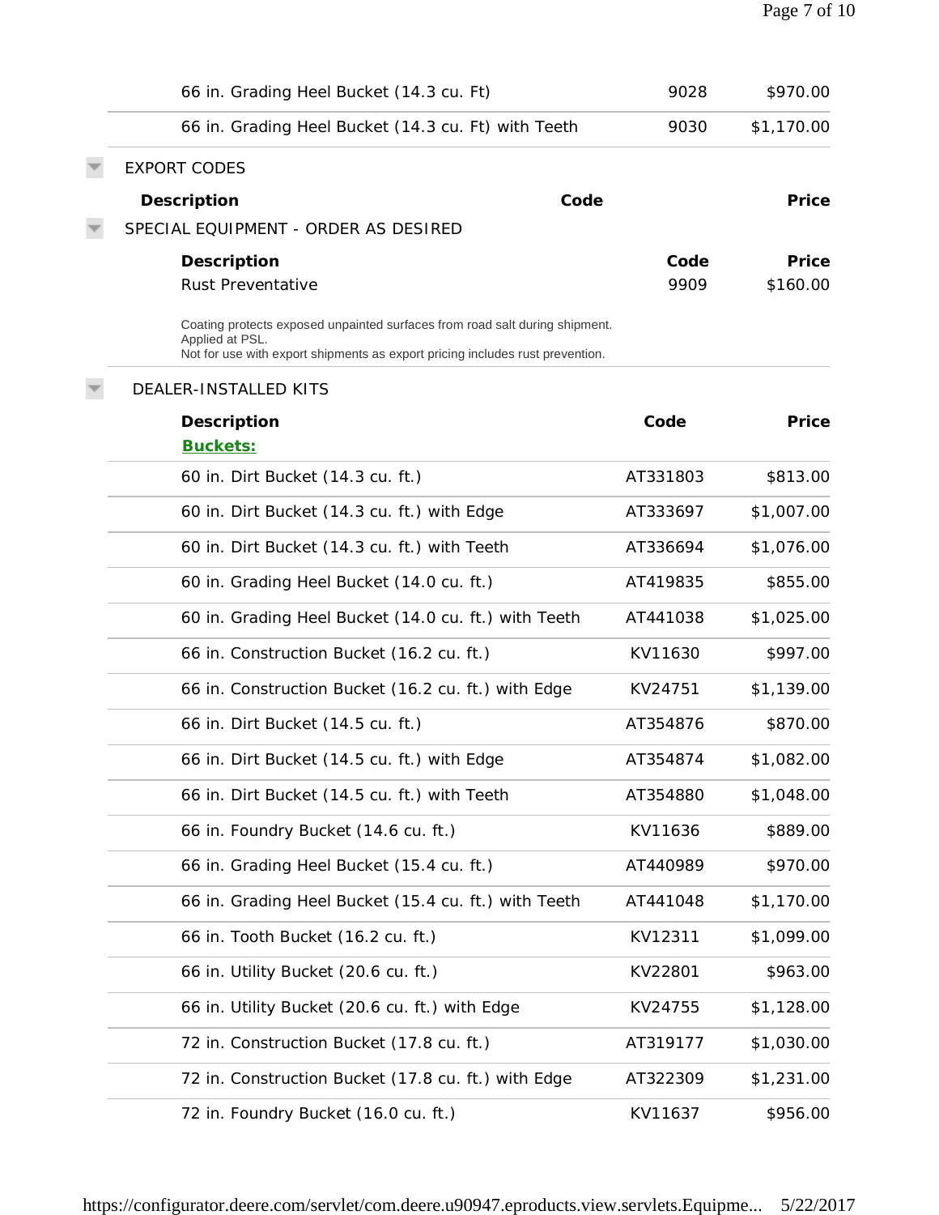| | | |
|---|---|---|
| 66 in. Grading Heel Bucket (14.3 cu. Ft) | 9028 | $970.00 |
| 66 in. Grading Heel Bucket (14.3 cu. Ft) with Teeth | 9030 | $1,170.00 |

## EXPORT CODES

| Description | Code | Price |
|---|---|---|

## SPECIAL EQUIPMENT - ORDER AS DESIRED

| Description | Code | Price |
|---|---|---|
| Rust Preventative | 9909 | $160.00 |

Coating protects exposed unpainted surfaces from road salt during shipment. Applied at PSL.
Not for use with export shipments as export pricing includes rust prevention.

## DEALER-INSTALLED KITS

| Description | Code | Price |
|---|---|---|
| **Buckets:** | | |
| 60 in. Dirt Bucket (14.3 cu. ft.) | AT331803 | $813.00 |
| 60 in. Dirt Bucket (14.3 cu. ft.) with Edge | AT333697 | $1,007.00 |
| 60 in. Dirt Bucket (14.3 cu. ft.) with Teeth | AT336694 | $1,076.00 |
| 60 in. Grading Heel Bucket (14.0 cu. ft.) | AT419835 | $855.00 |
| 60 in. Grading Heel Bucket (14.0 cu. ft.) with Teeth | AT441038 | $1,025.00 |
| 66 in. Construction Bucket (16.2 cu. ft.) | KV11630 | $997.00 |
| 66 in. Construction Bucket (16.2 cu. ft.) with Edge | KV24751 | $1,139.00 |
| 66 in. Dirt Bucket (14.5 cu. ft.) | AT354876 | $870.00 |
| 66 in. Dirt Bucket (14.5 cu. ft.) with Edge | AT354874 | $1,082.00 |
| 66 in. Dirt Bucket (14.5 cu. ft.) with Teeth | AT354880 | $1,048.00 |
| 66 in. Foundry Bucket (14.6 cu. ft.) | KV11636 | $889.00 |
| 66 in. Grading Heel Bucket (15.4 cu. ft.) | AT440989 | $970.00 |
| 66 in. Grading Heel Bucket (15.4 cu. ft.) with Teeth | AT441048 | $1,170.00 |
| 66 in. Tooth Bucket (16.2 cu. ft.) | KV12311 | $1,099.00 |
| 66 in. Utility Bucket (20.6 cu. ft.) | KV22801 | $963.00 |
| 66 in. Utility Bucket (20.6 cu. ft.) with Edge | KV24755 | $1,128.00 |
| 72 in. Construction Bucket (17.8 cu. ft.) | AT319177 | $1,030.00 |
| 72 in. Construction Bucket (17.8 cu. ft.) with Edge | AT322309 | $1,231.00 |
| 72 in. Foundry Bucket (16.0 cu. ft.) | KV11637 | $956.00 |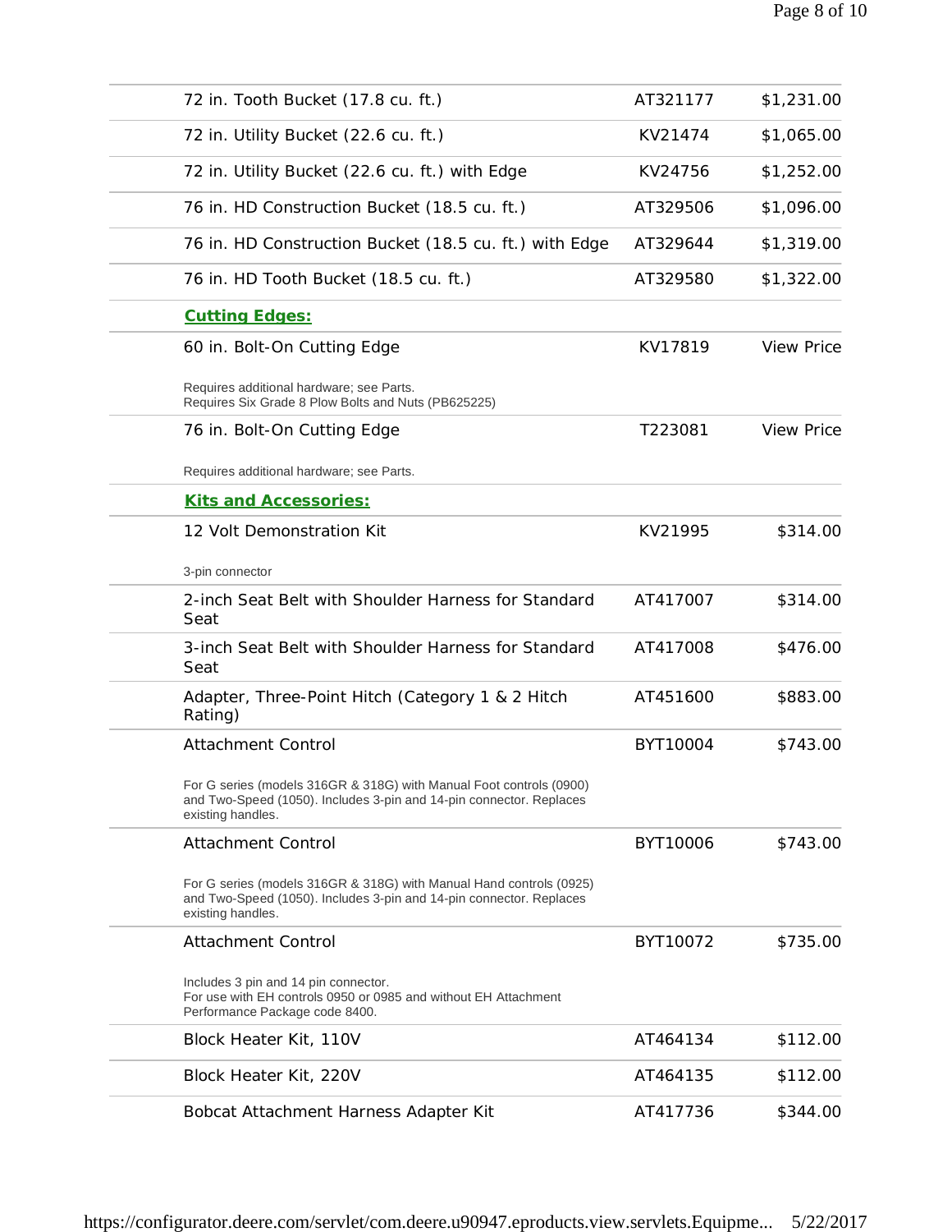| | | |
|---|---|---|
| 72 in. Tooth Bucket (17.8 cu. ft.) | AT321177 | $1,231.00 |
| 72 in. Utility Bucket (22.6 cu. ft.) | KV21474 | $1,065.00 |
| 72 in. Utility Bucket (22.6 cu. ft.) with Edge | KV24756 | $1,252.00 |
| 76 in. HD Construction Bucket (18.5 cu. ft.) | AT329506 | $1,096.00 |
| 76 in. HD Construction Bucket (18.5 cu. ft.) with Edge | AT329644 | $1,319.00 |
| 76 in. HD Tooth Bucket (18.5 cu. ft.) | AT329580 | $1,322.00 |
| **Cutting Edges:** | | |
| 60 in. Bolt-On Cutting Edge<br>Requires additional hardware; see Parts.<br>Requires Six Grade 8 Plow Bolts and Nuts (PB625225) | KV17819 | View Price |
| 76 in. Bolt-On Cutting Edge<br>Requires additional hardware; see Parts. | T223081 | View Price |
| **Kits and Accessories:** | | |
| 12 Volt Demonstration Kit<br>3-pin connector | KV21995 | $314.00 |
| 2-inch Seat Belt with Shoulder Harness for Standard Seat | AT417007 | $314.00 |
| 3-inch Seat Belt with Shoulder Harness for Standard Seat | AT417008 | $476.00 |
| Adapter, Three-Point Hitch (Category 1 & 2 Hitch Rating) | AT451600 | $883.00 |
| Attachment Control<br>For G series (models 316GR & 318G) with Manual Foot controls (0900) and Two-Speed (1050). Includes 3-pin and 14-pin connector. Replaces existing handles. | BYT10004 | $743.00 |
| Attachment Control<br>For G series (models 316GR & 318G) with Manual Hand controls (0925) and Two-Speed (1050). Includes 3-pin and 14-pin connector. Replaces existing handles. | BYT10006 | $743.00 |
| Attachment Control<br>Includes 3 pin and 14 pin connector.<br>For use with EH controls 0950 or 0985 and without EH Attachment Performance Package code 8400. | BYT10072 | $735.00 |
| Block Heater Kit, 110V | AT464134 | $112.00 |
| Block Heater Kit, 220V | AT464135 | $112.00 |
| Bobcat Attachment Harness Adapter Kit | AT417736 | $344.00 |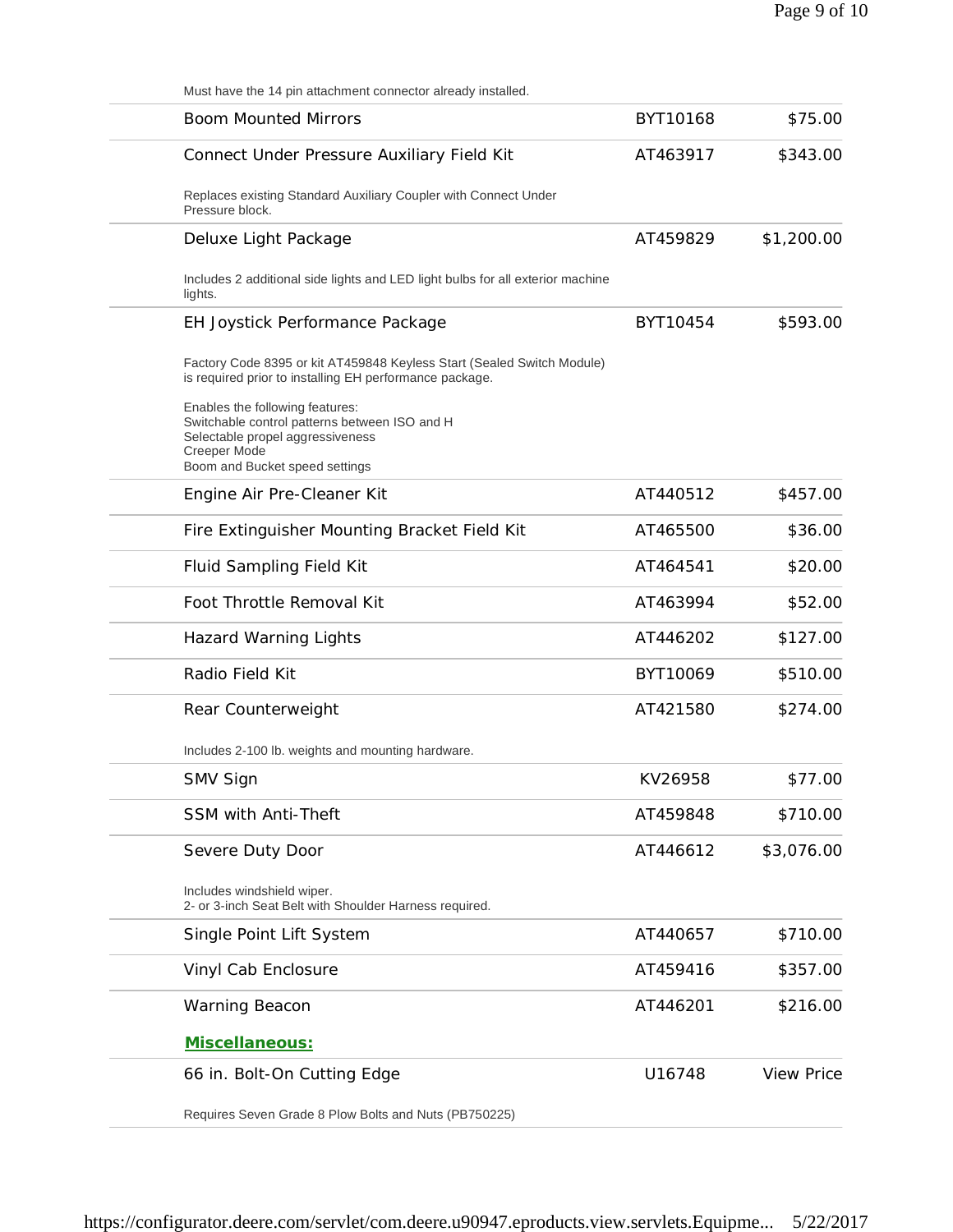Must have the 14 pin attachment connector already installed.

| | | |
|---|---|---|
| Boom Mounted Mirrors | BYT10168 | $75.00 |
| Connect Under Pressure Auxiliary Field Kit | AT463917 | $343.00 |

Replaces existing Standard Auxiliary Coupler with Connect Under Pressure block.

| | | |
|---|---|---|
| Deluxe Light Package | AT459829 | $1,200.00 |

Includes 2 additional side lights and LED light bulbs for all exterior machine lights.

| | | |
|---|---|---|
| EH Joystick Performance Package | BYT10454 | $593.00 |

Factory Code 8395 or kit AT459848 Keyless Start (Sealed Switch Module) is required prior to installing EH performance package.

Enables the following features:
Switchable control patterns between ISO and H
Selectable propel aggressiveness
Creeper Mode
Boom and Bucket speed settings

| | | |
|---|---|---|
| Engine Air Pre-Cleaner Kit | AT440512 | $457.00 |
| Fire Extinguisher Mounting Bracket Field Kit | AT465500 | $36.00 |
| Fluid Sampling Field Kit | AT464541 | $20.00 |
| Foot Throttle Removal Kit | AT463994 | $52.00 |
| Hazard Warning Lights | AT446202 | $127.00 |
| Radio Field Kit | BYT10069 | $510.00 |
| Rear Counterweight | AT421580 | $274.00 |

Includes 2-100 lb. weights and mounting hardware.

| | | |
|---|---|---|
| SMV Sign | KV26958 | $77.00 |
| SSM with Anti-Theft | AT459848 | $710.00 |
| Severe Duty Door | AT446612 | $3,076.00 |

Includes windshield wiper.
2- or 3-inch Seat Belt with Shoulder Harness required.

| | | |
|---|---|---|
| Single Point Lift System | AT440657 | $710.00 |
| Vinyl Cab Enclosure | AT459416 | $357.00 |
| Warning Beacon | AT446201 | $216.00 |

**Miscellaneous:**

| | | |
|---|---|---|
| 66 in. Bolt-On Cutting Edge | U16748 | View Price |

Requires Seven Grade 8 Plow Bolts and Nuts (PB750225)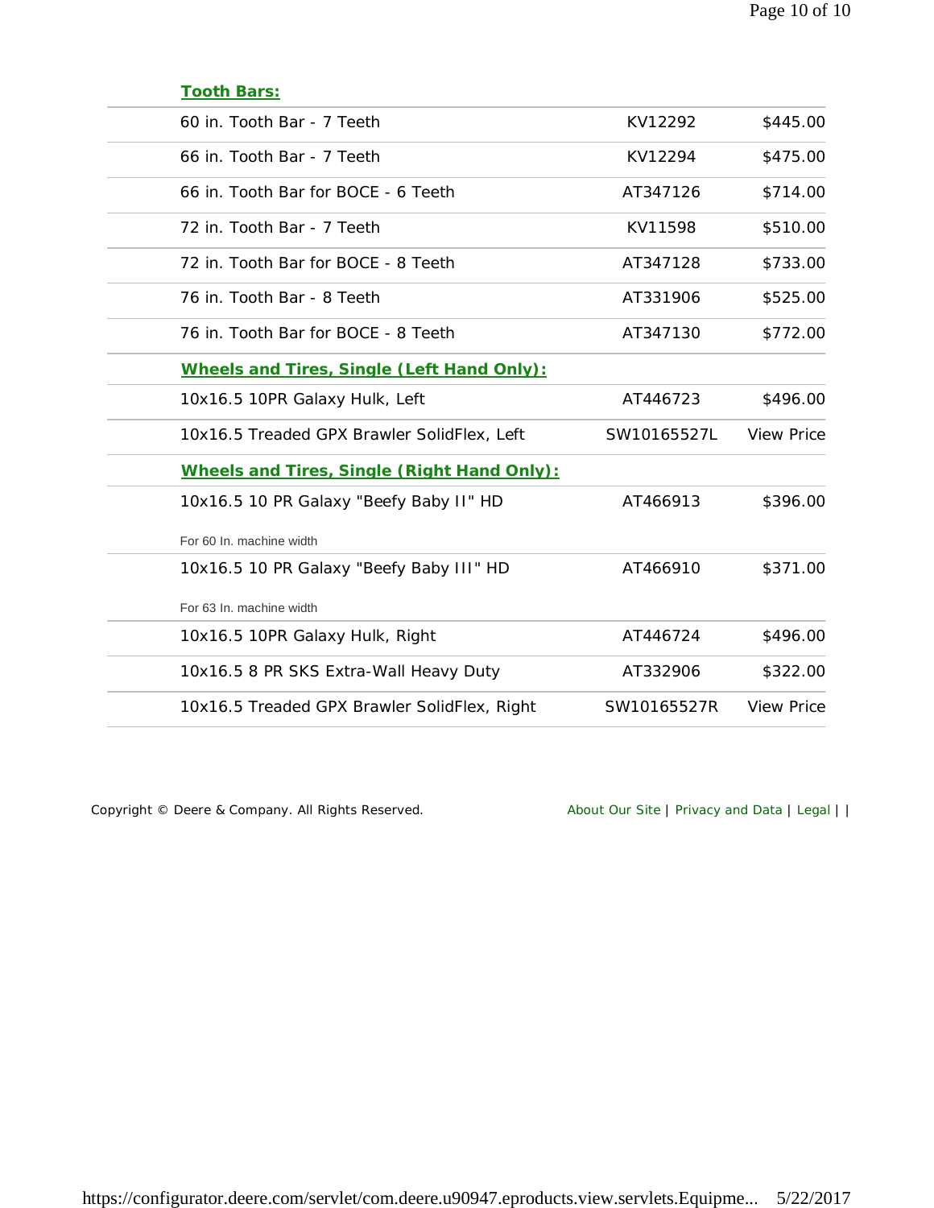| | | |
|---|---|---|
| **Tooth Bars:** | | |
| 60 in. Tooth Bar - 7 Teeth | KV12292 | $445.00 |
| 66 in. Tooth Bar - 7 Teeth | KV12294 | $475.00 |
| 66 in. Tooth Bar for BOCE - 6 Teeth | AT347126 | $714.00 |
| 72 in. Tooth Bar - 7 Teeth | KV11598 | $510.00 |
| 72 in. Tooth Bar for BOCE - 8 Teeth | AT347128 | $733.00 |
| 76 in. Tooth Bar - 8 Teeth | AT331906 | $525.00 |
| 76 in. Tooth Bar for BOCE - 8 Teeth | AT347130 | $772.00 |
| **Wheels and Tires, Single (Left Hand Only):** | | |
| 10x16.5 10PR Galaxy Hulk, Left | AT446723 | $496.00 |
| 10x16.5 Treaded GPX Brawler SolidFlex, Left | SW10165527L | View Price |
| **Wheels and Tires, Single (Right Hand Only):** | | |
| 10x16.5 10 PR Galaxy "Beefy Baby II" HD<br>For 60 In. machine width | AT466913 | $396.00 |
| 10x16.5 10 PR Galaxy "Beefy Baby III" HD<br>For 63 In. machine width | AT466910 | $371.00 |
| 10x16.5 10PR Galaxy Hulk, Right | AT446724 | $496.00 |
| 10x16.5 8 PR SKS Extra-Wall Heavy Duty | AT332906 | $322.00 |
| 10x16.5 Treaded GPX Brawler SolidFlex, Right | SW10165527R | View Price |

Copyright © Deere & Company. All Rights Reserved.

About Our Site | Privacy and Data | Legal | |